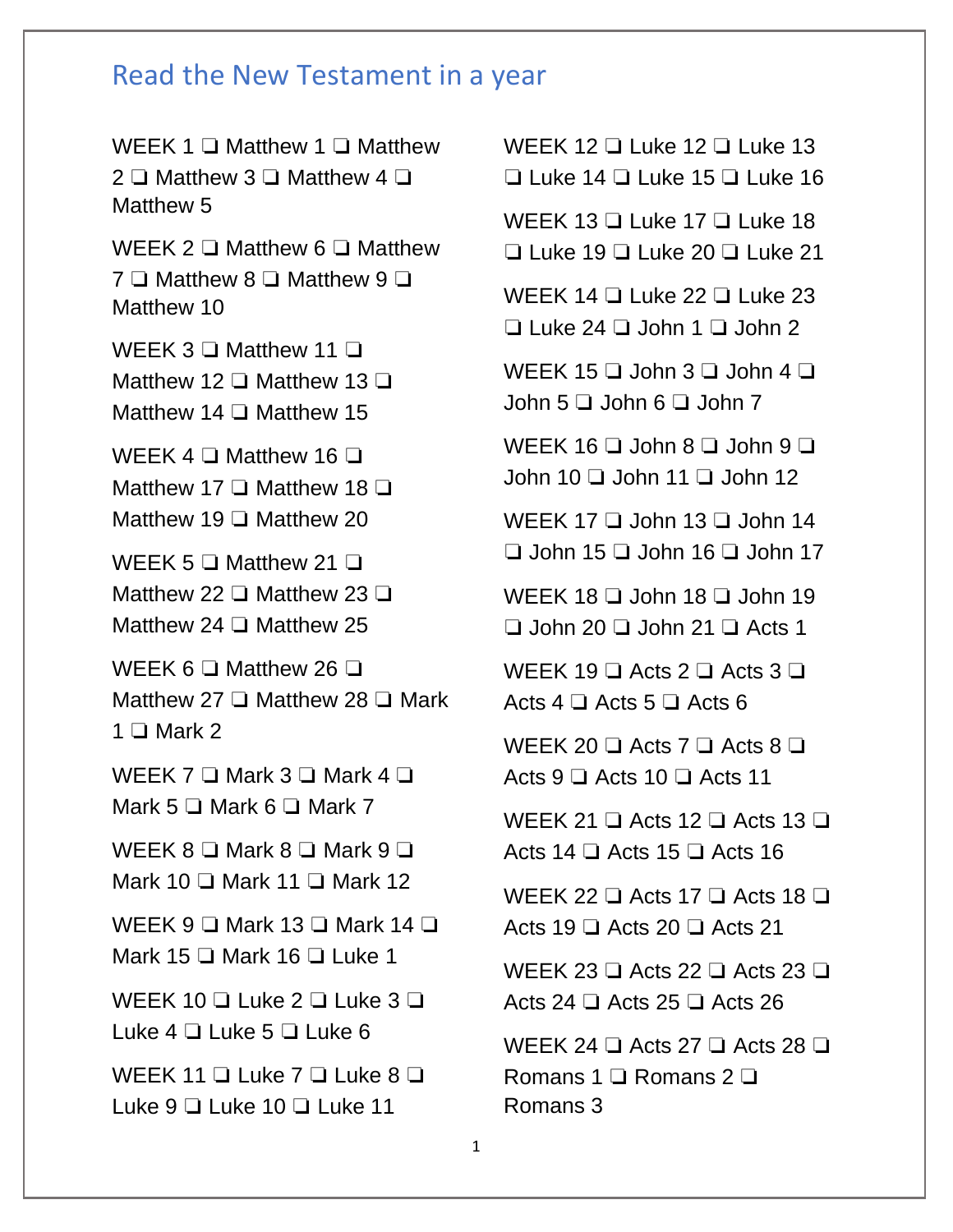# Read the New Testament in a year

WEEK 1 ❑ Matthew 1 ❑ Matthew 2 ❑ Matthew 3 ❑ Matthew 4 ❑ Matthew 5

WEEK 2 ❑ Matthew 6 ❑ Matthew 7 ❑ Matthew 8 ❑ Matthew 9 ❑ Matthew 10

WEEK 3 ❑ Matthew 11 ❑ Matthew 12 ❑ Matthew 13 ❑ Matthew 14 ❑ Matthew 15

WEEK 4 ❑ Matthew 16 ❑ Matthew 17 ❑ Matthew 18 ❑ Matthew 19 ❑ Matthew 20

WEEK 5 ❑ Matthew 21 ❑ Matthew 22 ❑ Matthew 23 ❑ Matthew 24 ❑ Matthew 25

WEEK 6 ❑ Matthew 26 ❑ Matthew 27 ❑ Matthew 28 ❑ Mark 1 ❑ Mark 2

WEEK 7 ❑ Mark 3 ❑ Mark 4 ❑ Mark 5 ❑ Mark 6 ❑ Mark 7

WEEK 8 ❑ Mark 8 ❑ Mark 9 ❑ Mark 10 ❑ Mark 11 ❑ Mark 12

WEEK 9 ❑ Mark 13 ❑ Mark 14 ❑ Mark 15 ❑ Mark 16 ❑ Luke 1

WEEK 10 ❑ Luke 2 ❑ Luke 3 ❑ Luke 4 ❑ Luke 5 ❑ Luke 6

WEEK 11 ❑ Luke 7 ❑ Luke 8 ❑ Luke 9 ❑ Luke 10 ❑ Luke 11

WEEK 12 ❑ Luke 12 ❑ Luke 13 ❑ Luke 14 ❑ Luke 15 ❑ Luke 16

WEEK 13 ❑ Luke 17 ❑ Luke 18 ❑ Luke 19 ❑ Luke 20 ❑ Luke 21

WEEK 14 ❑ Luke 22 ❑ Luke 23 ❑ Luke 24 ❑ John 1 ❑ John 2

WEEK 15 ❑ John 3 ❑ John 4 ❑ John 5 ❑ John 6 ❑ John 7

WEEK 16 ❑ John 8 ❑ John 9 ❑ John 10 ❑ John 11 ❑ John 12

WEEK 17 ❑ John 13 ❑ John 14 ❑ John 15 ❑ John 16 ❑ John 17

WEEK 18 ❑ John 18 ❑ John 19 ❑ John 20 ❑ John 21 ❑ Acts 1

WEEK 19 ❑ Acts 2 ❑ Acts 3 ❑ Acts 4 ❑ Acts 5 ❑ Acts 6

WEEK 20 ❑ Acts 7 ❑ Acts 8 ❑ Acts 9 ❑ Acts 10 ❑ Acts 11

WEEK 21 ❑ Acts 12 ❑ Acts 13 ❑ Acts 14 ❑ Acts 15 ❑ Acts 16

WEEK 22 ❑ Acts 17 ❑ Acts 18 ❑ Acts 19 ❑ Acts 20 ❑ Acts 21

WEEK 23 ❑ Acts 22 ❑ Acts 23 ❑ Acts 24 ❑ Acts 25 ❑ Acts 26

WEEK 24 ❑ Acts 27 ❑ Acts 28 ❑ Romans 1 ❑ Romans 2 ❑ Romans 3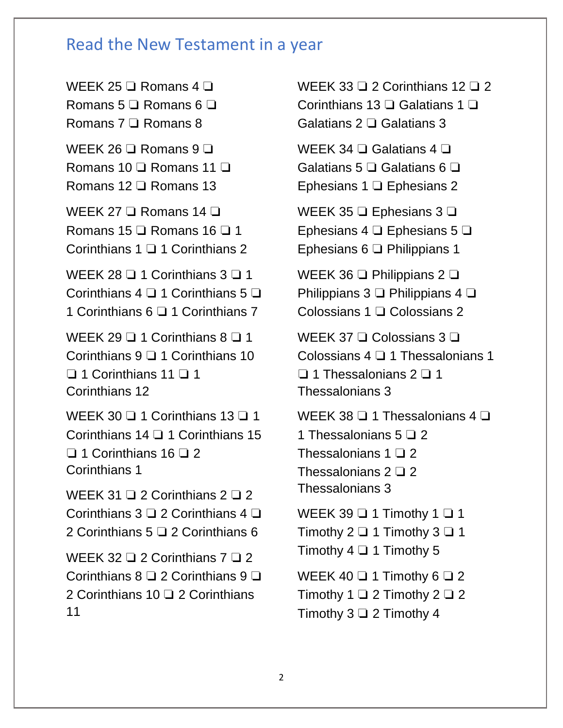## Read the New Testament in a year

WEEK 25 ❑ Romans 4 ❑ Romans 5 ❑ Romans 6 ❑ Romans 7 ❑ Romans 8

WEEK 26 ❑ Romans 9 ❑ Romans 10 ❑ Romans 11 ❑ Romans 12 ❑ Romans 13

WEEK 27 ❑ Romans 14 ❑ Romans 15 ❑ Romans 16 ❑ 1 Corinthians 1 ❑ 1 Corinthians 2

WEEK 28 ❑ 1 Corinthians 3 ❑ 1 Corinthians 4 ❑ 1 Corinthians 5 ❑ 1 Corinthians 6 ❑ 1 Corinthians 7

WEEK 29 ❑ 1 Corinthians 8 ❑ 1 Corinthians 9 ❑ 1 Corinthians 10 ❑ 1 Corinthians 11 ❑ 1 Corinthians 12

WEEK 30 ❑ 1 Corinthians 13 ❑ 1 Corinthians 14 ❑ 1 Corinthians 15 ❑ 1 Corinthians 16 ❑ 2 Corinthians 1

WEEK 31 ❑ 2 Corinthians 2 ❑ 2 Corinthians 3 ❑ 2 Corinthians 4 ❑ 2 Corinthians 5 ❑ 2 Corinthians 6

WEEK 32 ❑ 2 Corinthians 7 ❑ 2 Corinthians 8 ❑ 2 Corinthians 9 ❑ 2 Corinthians 10 ❑ 2 Corinthians 11

WEEK 33 ❑ 2 Corinthians 12 ❑ 2 Corinthians 13 ❑ Galatians 1 ❑ Galatians 2 ❑ Galatians 3

WEEK 34 ❑ Galatians 4 ❑ Galatians 5 ❑ Galatians 6 ❑ Ephesians 1 ❑ Ephesians 2

WEEK 35 ❑ Ephesians 3 ❑ Ephesians 4 ❑ Ephesians 5 ❑ Ephesians 6 ❑ Philippians 1

WEEK 36 ❑ Philippians 2 ❑ Philippians 3 ❑ Philippians 4 ❑ Colossians 1 ❑ Colossians 2

WEEK 37 ❑ Colossians 3 ❑ Colossians 4 ❑ 1 Thessalonians 1 ❑ 1 Thessalonians 2 ❑ 1 Thessalonians 3

WEEK 38 ❑ 1 Thessalonians 4 ❑ 1 Thessalonians 5 ❑ 2 Thessalonians 1 ❑ 2 Thessalonians 2 ❑ 2 Thessalonians 3

WEEK 39 ❑ 1 Timothy 1 ❑ 1 Timothy 2 ❑ 1 Timothy 3 ❑ 1 Timothy 4 ❑ 1 Timothy 5

WEEK 40 ❑ 1 Timothy 6 ❑ 2 Timothy 1 ❑ 2 Timothy 2 ❑ 2 Timothy 3 ❑ 2 Timothy 4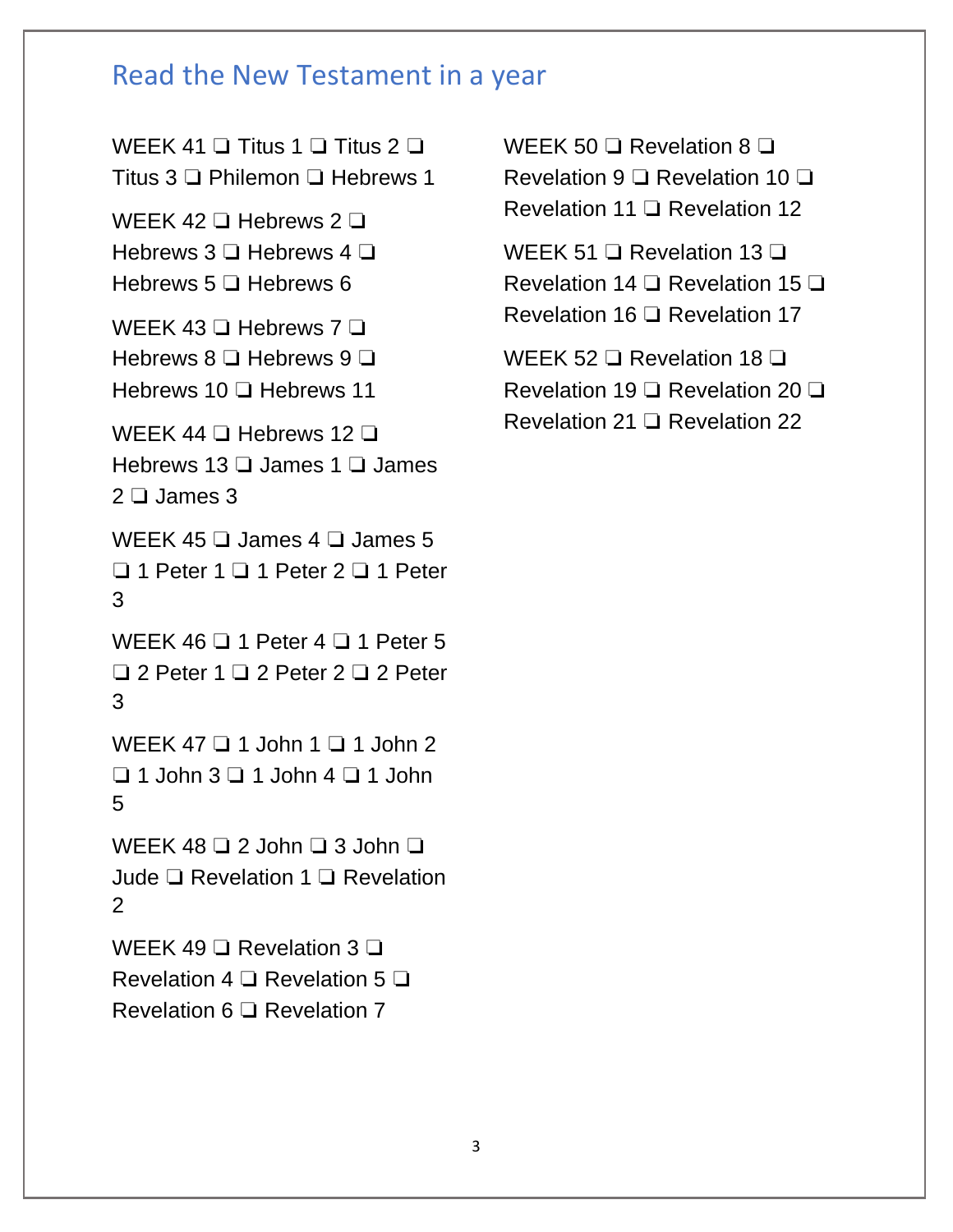## Read the New Testament in a year

WEEK 41 ❑ Titus 1 ❑ Titus 2 ❑ Titus 3 ❑ Philemon ❑ Hebrews 1

WEEK 42 ❑ Hebrews 2 ❑ Hebrews 3 ❑ Hebrews 4 ❑ Hebrews 5 ❑ Hebrews 6

WEEK 43 ❑ Hebrews 7 ❑ Hebrews 8 ❑ Hebrews 9 ❑ Hebrews 10 ❑ Hebrews 11

WEEK 44 ❑ Hebrews 12 ❑ Hebrews 13 ❑ James 1 ❑ James 2 ❑ James 3

WEEK 45 ❑ James 4 ❑ James 5 ❑ 1 Peter 1 ❑ 1 Peter 2 ❑ 1 Peter 3

WEEK 46 ❑ 1 Peter 4 ❑ 1 Peter 5 ❑ 2 Peter 1 ❑ 2 Peter 2 ❑ 2 Peter 3

WEEK 47 ❑ 1 John 1 ❑ 1 John 2 ❑ 1 John 3 ❑ 1 John 4 ❑ 1 John 5

WEEK 48 ❑ 2 John ❑ 3 John ❑ Jude ❑ Revelation 1 ❑ Revelation 2

WEEK 49 ❑ Revelation 3 ❑ Revelation 4 ❑ Revelation 5 ❑ Revelation 6 ❑ Revelation 7

WEEK 50 ❑ Revelation 8 ❑ Revelation 9 ❑ Revelation 10 ❑ Revelation 11 ❑ Revelation 12

WEEK 51 ❑ Revelation 13 ❑ Revelation 14 ❑ Revelation 15 ❑ Revelation 16 ❑ Revelation 17

WEEK 52 ❑ Revelation 18 ❑ Revelation 19 ❑ Revelation 20 ❑ Revelation 21 ❑ Revelation 22